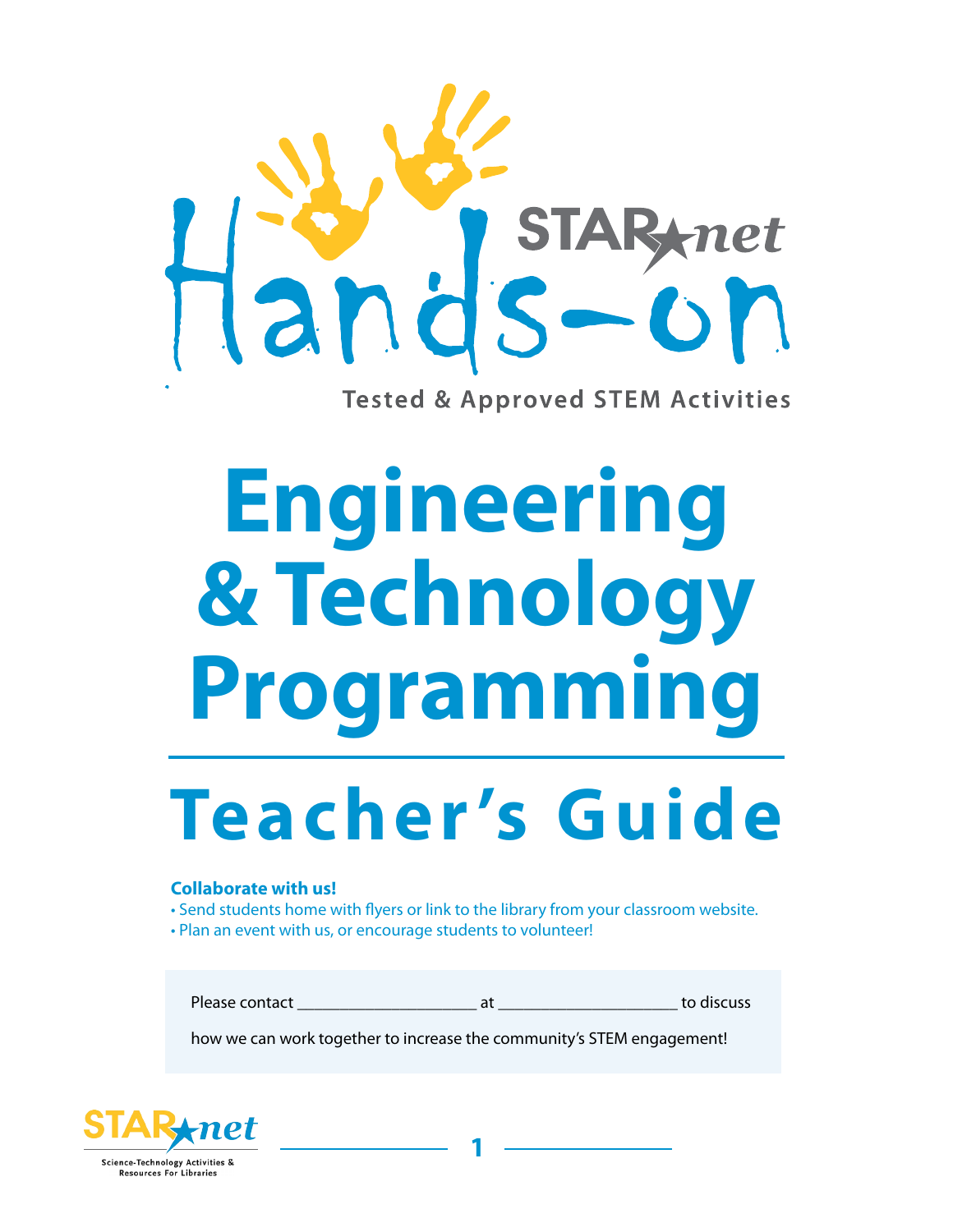# STAR_net Hands-on

Tested & Approved STEM Activities

# Engineering & Technology Programming

## Teacher's Guide

**Collaborate with us!**

- Send students home with flyers or link to the library from your classroom website.
- Plan an event with us, or encourage students to volunteer!

Please contact ______________________ at ______________________ to discuss how we can work together to increase the community's STEM engagement!

STAR_net Science-Technology Activities & Resources For Libraries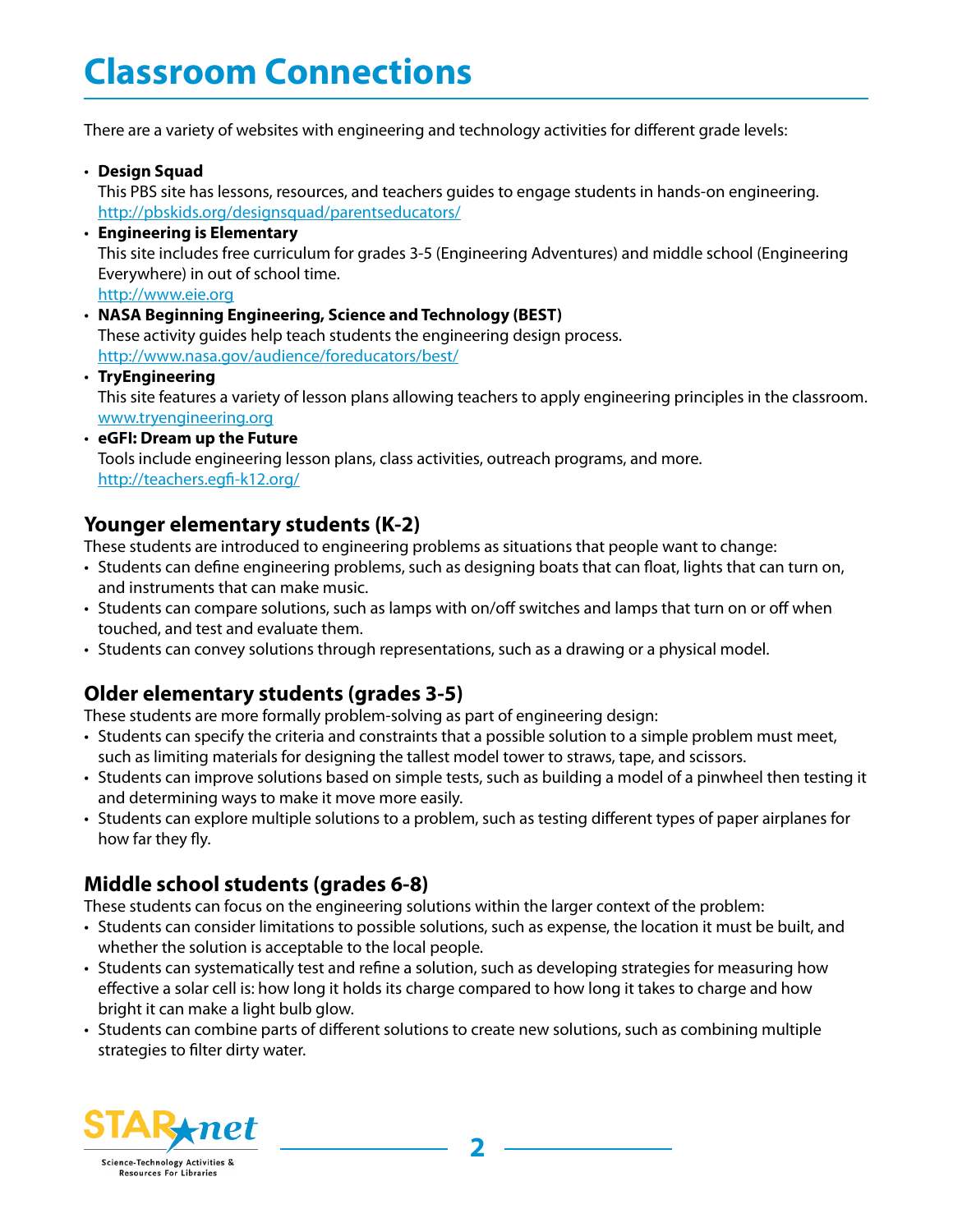# Classroom Connections

There are a variety of websites with engineering and technology activities for different grade levels:

- **Design Squad**
  This PBS site has lessons, resources, and teachers guides to engage students in hands-on engineering.
  [http://pbskids.org/designsquad/parentseducators/](http://pbskids.org/designsquad/parentseducators/)
- **Engineering is Elementary**
  This site includes free curriculum for grades 3-5 (Engineering Adventures) and middle school (Engineering Everywhere) in out of school time.
  [http://www.eie.org](http://www.eie.org)
- **NASA Beginning Engineering, Science and Technology (BEST)**
  These activity guides help teach students the engineering design process.
  [http://www.nasa.gov/audience/foreducators/best/](http://www.nasa.gov/audience/foreducators/best/)
- **TryEngineering**
  This site features a variety of lesson plans allowing teachers to apply engineering principles in the classroom.
  [www.tryengineering.org](www.tryengineering.org)
- **eGFI: Dream up the Future**
  Tools include engineering lesson plans, class activities, outreach programs, and more.
  [http://teachers.egfi-k12.org/](http://teachers.egfi-k12.org/)

## Younger elementary students (K-2)

These students are introduced to engineering problems as situations that people want to change:

- Students can define engineering problems, such as designing boats that can float, lights that can turn on, and instruments that can make music.
- Students can compare solutions, such as lamps with on/off switches and lamps that turn on or off when touched, and test and evaluate them.
- Students can convey solutions through representations, such as a drawing or a physical model.

## Older elementary students (grades 3-5)

These students are more formally problem-solving as part of engineering design:

- Students can specify the criteria and constraints that a possible solution to a simple problem must meet, such as limiting materials for designing the tallest model tower to straws, tape, and scissors.
- Students can improve solutions based on simple tests, such as building a model of a pinwheel then testing it and determining ways to make it move more easily.
- Students can explore multiple solutions to a problem, such as testing different types of paper airplanes for how far they fly.

## Middle school students (grades 6-8)

These students can focus on the engineering solutions within the larger context of the problem:

- Students can consider limitations to possible solutions, such as expense, the location it must be built, and whether the solution is acceptable to the local people.
- Students can systematically test and refine a solution, such as developing strategies for measuring how effective a solar cell is: how long it holds its charge compared to how long it takes to charge and how bright it can make a light bulb glow.
- Students can combine parts of different solutions to create new solutions, such as combining multiple strategies to filter dirty water.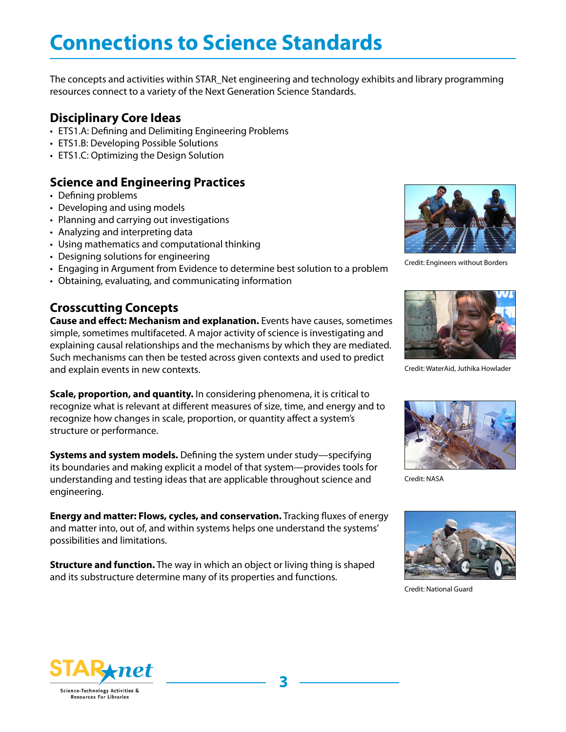# Connections to Science Standards

The concepts and activities within STAR_Net engineering and technology exhibits and library programming resources connect to a variety of the Next Generation Science Standards.

## Disciplinary Core Ideas

- ETS1.A: Defining and Delimiting Engineering Problems
- ETS1.B: Developing Possible Solutions
- ETS1.C: Optimizing the Design Solution

## Science and Engineering Practices

- Defining problems
- Developing and using models
- Planning and carrying out investigations
- Analyzing and interpreting data
- Using mathematics and computational thinking
- Designing solutions for engineering
- Engaging in Argument from Evidence to determine best solution to a problem
- Obtaining, evaluating, and communicating information

Credit: Engineers without Borders

## Crosscutting Concepts

**Cause and effect: Mechanism and explanation.** Events have causes, sometimes simple, sometimes multifaceted. A major activity of science is investigating and explaining causal relationships and the mechanisms by which they are mediated. Such mechanisms can then be tested across given contexts and used to predict and explain events in new contexts.

Credit: WaterAid, Juthika Howlader

**Scale, proportion, and quantity.** In considering phenomena, it is critical to recognize what is relevant at different measures of size, time, and energy and to recognize how changes in scale, proportion, or quantity affect a system's structure or performance.

**Systems and system models.** Defining the system under study—specifying its boundaries and making explicit a model of that system—provides tools for understanding and testing ideas that are applicable throughout science and engineering.

Credit: NASA

**Energy and matter: Flows, cycles, and conservation.** Tracking fluxes of energy and matter into, out of, and within systems helps one understand the systems' possibilities and limitations.

**Structure and function.** The way in which an object or living thing is shaped and its substructure determine many of its properties and functions.

Credit: National Guard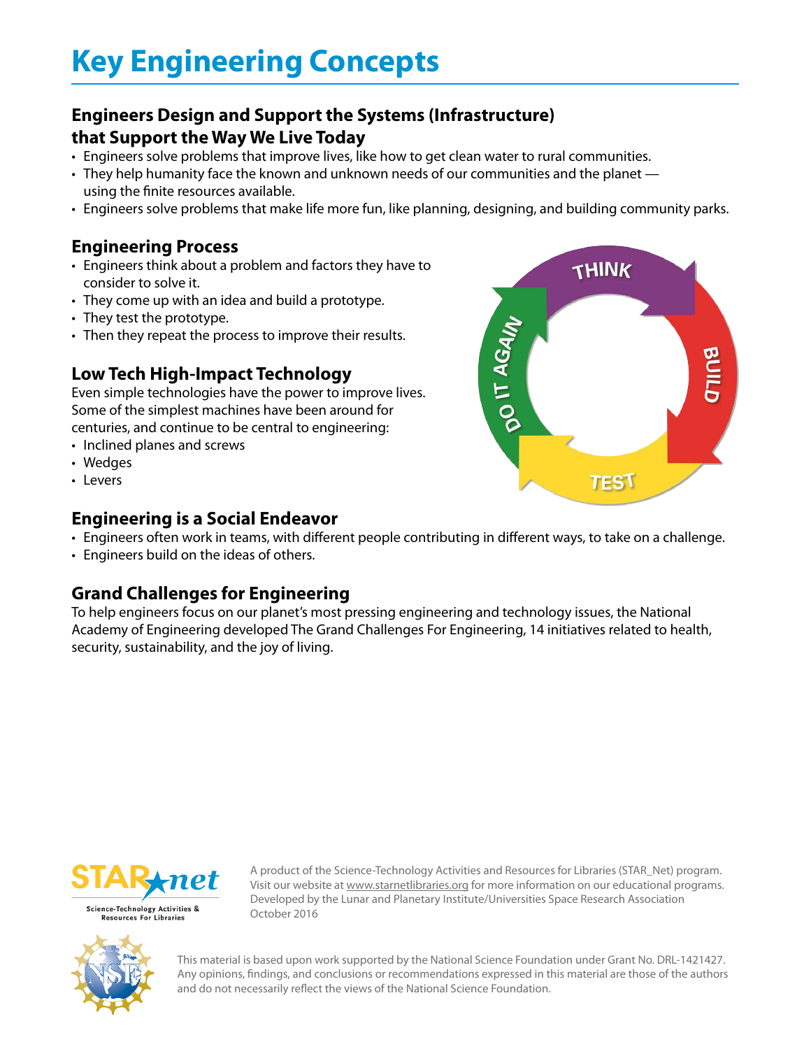# Key Engineering Concepts

## Engineers Design and Support the Systems (Infrastructure) that Support the Way We Live Today

- Engineers solve problems that improve lives, like how to get clean water to rural communities.
- They help humanity face the known and unknown needs of our communities and the planet — using the finite resources available.
- Engineers solve problems that make life more fun, like planning, designing, and building community parks.

## Engineering Process

- Engineers think about a problem and factors they have to consider to solve it.
- They come up with an idea and build a prototype.
- They test the prototype.
- Then they repeat the process to improve their results.

THINK

BUILD

TEST

DO IT AGAIN

## Low Tech High-Impact Technology

Even simple technologies have the power to improve lives. Some of the simplest machines have been around for centuries, and continue to be central to engineering:

- Inclined planes and screws
- Wedges
- Levers

## Engineering is a Social Endeavor

- Engineers often work in teams, with different people contributing in different ways, to take on a challenge.
- Engineers build on the ideas of others.

## Grand Challenges for Engineering

To help engineers focus on our planet's most pressing engineering and technology issues, the National Academy of Engineering developed The Grand Challenges For Engineering, 14 initiatives related to health, security, sustainability, and the joy of living.

STAR net
Science-Technology Activities & Resources For Libraries

A product of the Science-Technology Activities and Resources for Libraries (STAR_Net) program. Visit our website at www.starnetlibraries.org for more information on our educational programs. Developed by the Lunar and Planetary Institute/Universities Space Research Association October 2016

This material is based upon work supported by the National Science Foundation under Grant No. DRL-1421427. Any opinions, findings, and conclusions or recommendations expressed in this material are those of the authors and do not necessarily reflect the views of the National Science Foundation.